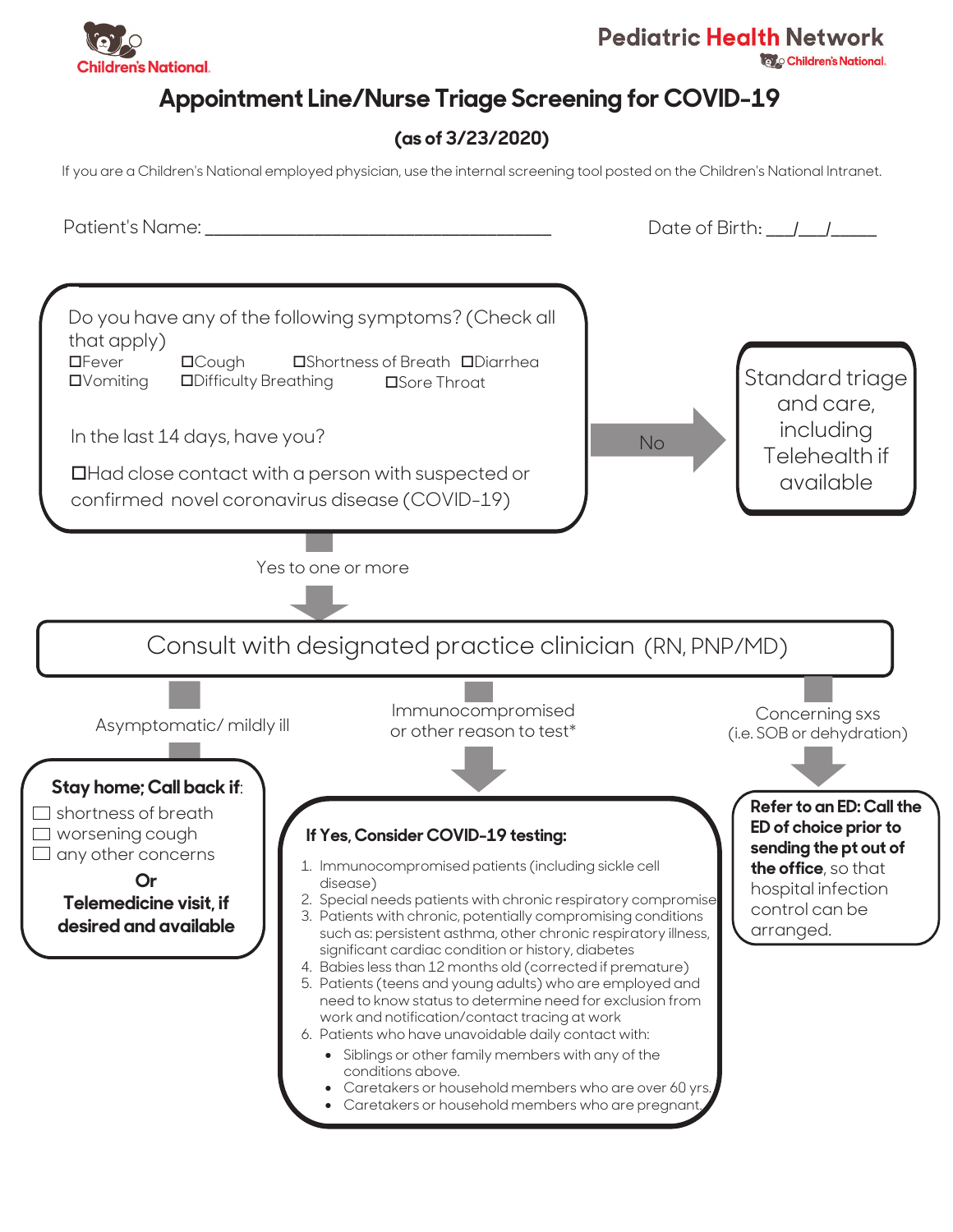Children's National | Pediatric Health Network – Children's National

# Appointment Line/Nurse Triage Screening for COVID-19

**(as of 3/23/2020)**

If you are a Children's National employed physician, use the internal screening tool posted on the Children's National Intranet.

Patient's Name: ______________________________________ Date of Birth: ___/___/_____

Do you have any of the following symptoms? (Check all that apply)

☐Fever ☐Cough ☐Shortness of Breath ☐Diarrhea
☐Vomiting ☐Difficulty Breathing ☐Sore Throat

In the last 14 days, have you?

☐Had close contact with a person with suspected or confirmed novel coronavirus disease (COVID-19)

**No** → Standard triage and care, including Telehealth if available

**Yes to one or more** ↓

## Consult with designated practice clinician (RN, PNP/MD)

**Asymptomatic/ mildly ill** →

**Stay home; Call back if:**

- ☐ shortness of breath
- ☐ worsening cough
- ☐ any other concerns

**Or**

**Telemedicine visit, if desired and available**

**Immunocompromised or other reason to test*** →

**If Yes, Consider COVID-19 testing:**

1. Immunocompromised patients (including sickle cell disease)
2. Special needs patients with chronic respiratory compromise
3. Patients with chronic, potentially compromising conditions such as: persistent asthma, other chronic respiratory illness, significant cardiac condition or history, diabetes
4. Babies less than 12 months old (corrected if premature)
5. Patients (teens and young adults) who are employed and need to know status to determine need for exclusion from work and notification/contact tracing at work
6. Patients who have unavoidable daily contact with:
   - Siblings or other family members with any of the conditions above.
   - Caretakers or household members who are over 60 yrs.
   - Caretakers or household members who are pregnant.

**Concerning sxs (i.e. SOB or dehydration)** →

**Refer to an ED: Call the ED of choice prior to sending the pt out of the office**, so that hospital infection control can be arranged.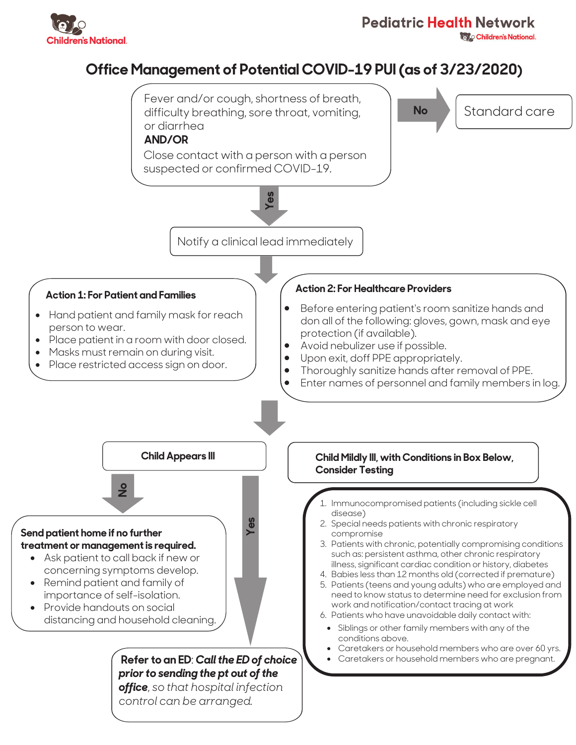Children's National

Pediatric Health Network

# Office Management of Potential COVID-19 PUI (as of 3/23/2020)

Fever and/or cough, shortness of breath, difficulty breathing, sore throat, vomiting, or diarrhea
**AND/OR**
Close contact with a person with a person suspected or confirmed COVID-19.

**No** → Standard care

**Yes** ↓

Notify a clinical lead immediately

↓

### Action 1: For Patient and Families

- Hand patient and family mask for reach person to wear.
- Place patient in a room with door closed.
- Masks must remain on during visit.
- Place restricted access sign on door.

### Action 2: For Healthcare Providers

- Before entering patient's room sanitize hands and don all of the following: gloves, gown, mask and eye protection (if available).
- Avoid nebulizer use if possible.
- Upon exit, doff PPE appropriately.
- Thoroughly sanitize hands after removal of PPE.
- Enter names of personnel and family members in log.

↓

### Child Appears Ill

**No** ↓

**Send patient home if no further treatment or management is required.**

- Ask patient to call back if new or concerning symptoms develop.
- Remind patient and family of importance of self-isolation.
- Provide handouts on social distancing and household cleaning.

**Yes** ↓

**Refer to an ED**: ***Call the ED of choice prior to sending the pt out of the office***, *so that hospital infection control can be arranged.*

### Child Mildly Ill, with Conditions in Box Below, Consider Testing

1. Immunocompromised patients (including sickle cell disease)
2. Special needs patients with chronic respiratory compromise
3. Patients with chronic, potentially compromising conditions such as: persistent asthma, other chronic respiratory illness, significant cardiac condition or history, diabetes
4. Babies less than 12 months old (corrected if premature)
5. Patients (teens and young adults) who are employed and need to know status to determine need for exclusion from work and notification/contact tracing at work
6. Patients who have unavoidable daily contact with:
   - Siblings or other family members with any of the conditions above.
   - Caretakers or household members who are over 60 yrs.
   - Caretakers or household members who are pregnant.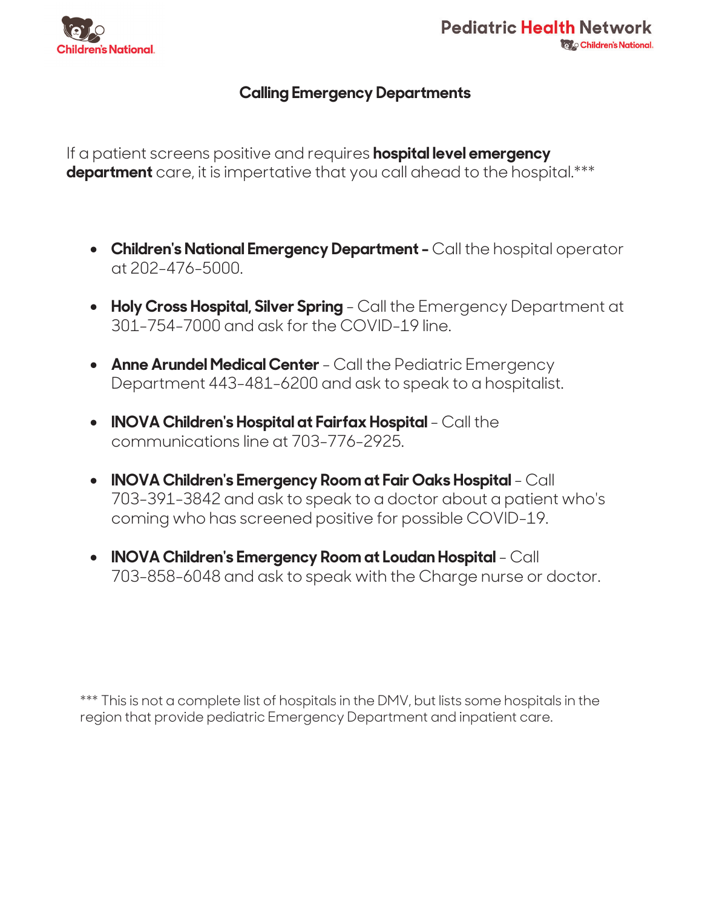## Calling Emergency Departments

If a patient screens positive and requires **hospital level emergency department** care, it is impertative that you call ahead to the hospital.***

- **Children's National Emergency Department -** Call the hospital operator at 202-476-5000.
- **Holy Cross Hospital, Silver Spring** - Call the Emergency Department at 301-754-7000 and ask for the COVID-19 line.
- **Anne Arundel Medical Center** - Call the Pediatric Emergency Department 443-481-6200 and ask to speak to a hospitalist.
- **INOVA Children's Hospital at Fairfax Hospital** - Call the communications line at 703-776-2925.
- **INOVA Children's Emergency Room at Fair Oaks Hospital** - Call 703-391-3842 and ask to speak to a doctor about a patient who's coming who has screened positive for possible COVID-19.
- **INOVA Children's Emergency Room at Loudan Hospital** - Call 703-858-6048 and ask to speak with the Charge nurse or doctor.

*** This is not a complete list of hospitals in the DMV, but lists some hospitals in the region that provide pediatric Emergency Department and inpatient care.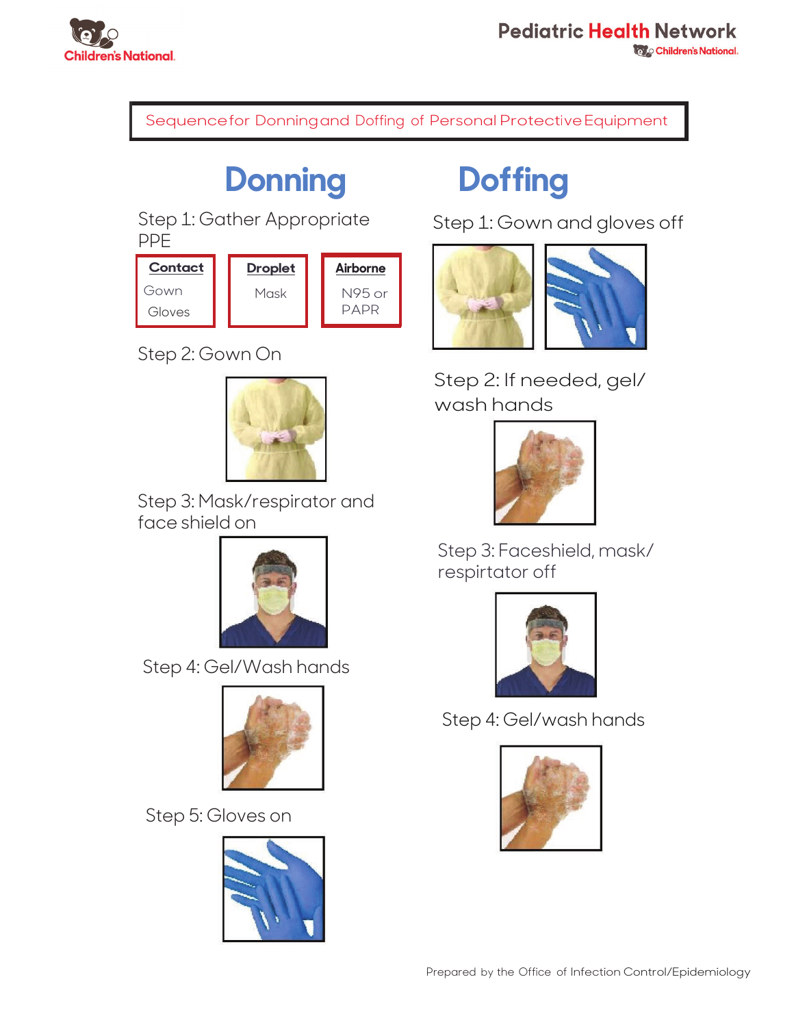## Sequence for Donning and Doffing of Personal Protective Equipment

# Donning

Step 1: Gather Appropriate PPE

| **Contact** | **Droplet** | **Airborne** |
| --- | --- | --- |
| Gown<br>Gloves | Mask | N95 or PAPR |

Step 2: Gown On

Step 3: Mask/respirator and face shield on

Step 4: Gel/Wash hands

Step 5: Gloves on

# Doffing

Step 1: Gown and gloves off

Step 2: If needed, gel/ wash hands

Step 3: Faceshield, mask/ respirtator off

Step 4: Gel/wash hands

Prepared by the Office of Infection Control/Epidemiology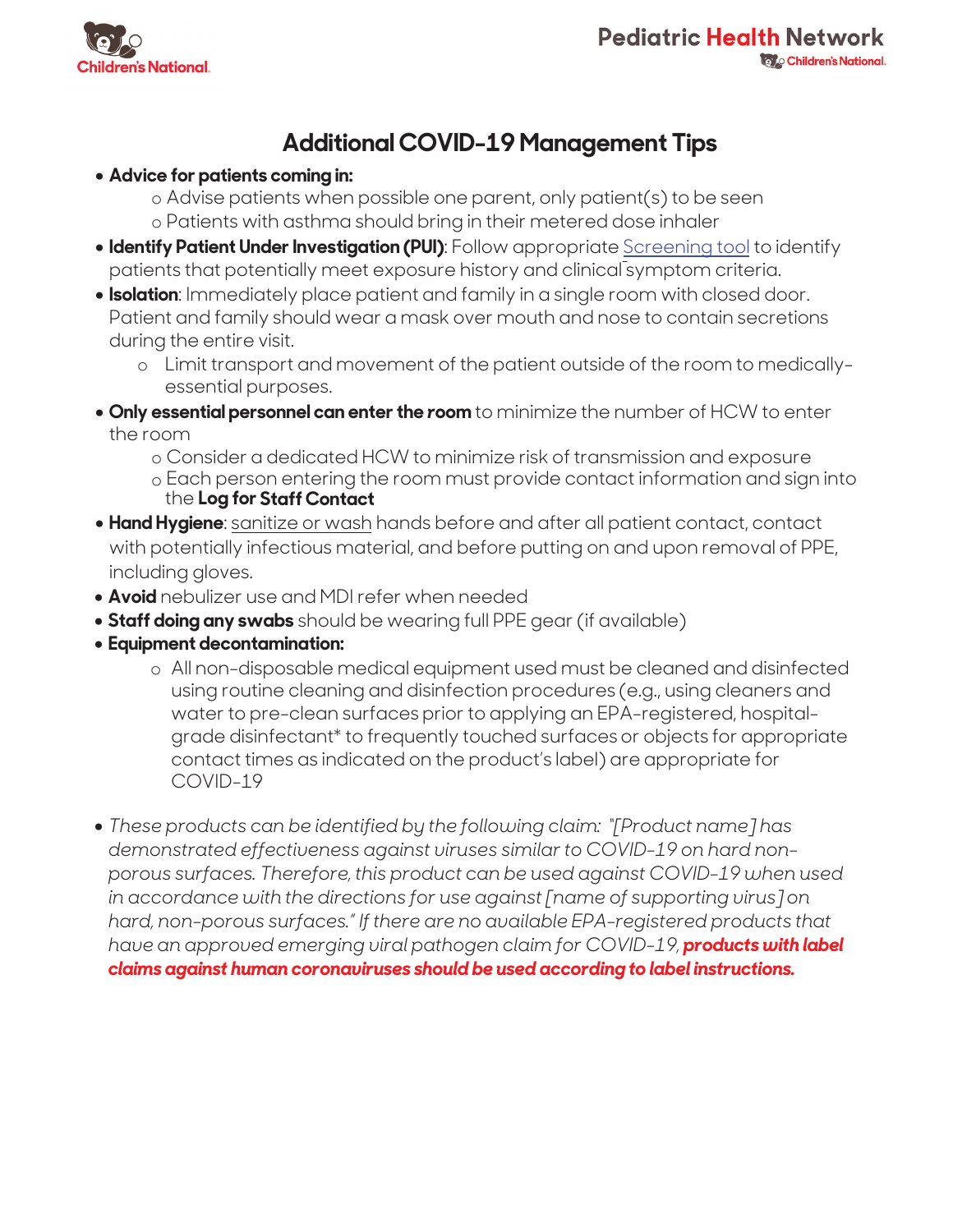# Additional COVID-19 Management Tips

- **Advice for patients coming in:**
  - Advise patients when possible one parent, only patient(s) to be seen
  - Patients with asthma should bring in their metered dose inhaler
- **Identify Patient Under Investigation (PUI)**: Follow appropriate Screening tool to identify patients that potentially meet exposure history and clinical symptom criteria.
- **Isolation**: Immediately place patient and family in a single room with closed door. Patient and family should wear a mask over mouth and nose to contain secretions during the entire visit.
  - Limit transport and movement of the patient outside of the room to medically-essential purposes.
- **Only essential personnel can enter the room** to minimize the number of HCW to enter the room
  - Consider a dedicated HCW to minimize risk of transmission and exposure
  - Each person entering the room must provide contact information and sign into the **Log for Staff Contact**
- **Hand Hygiene**: sanitize or wash hands before and after all patient contact, contact with potentially infectious material, and before putting on and upon removal of PPE, including gloves.
- **Avoid** nebulizer use and MDI refer when needed
- **Staff doing any swabs** should be wearing full PPE gear (if available)
- **Equipment decontamination:**
  - All non-disposable medical equipment used must be cleaned and disinfected using routine cleaning and disinfection procedures (e.g., using cleaners and water to pre-clean surfaces prior to applying an EPA-registered, hospital-grade disinfectant* to frequently touched surfaces or objects for appropriate contact times as indicated on the product's label) are appropriate for COVID-19

- *These products can be identified by the following claim: "[Product name] has demonstrated effectiveness against viruses similar to COVID-19 on hard non-porous surfaces. Therefore, this product can be used against COVID-19 when used in accordance with the directions for use against [name of supporting virus] on hard, non-porous surfaces." If there are no available EPA-registered products that have an approved emerging viral pathogen claim for COVID-19,* ***products with label claims against human coronaviruses should be used according to label instructions.***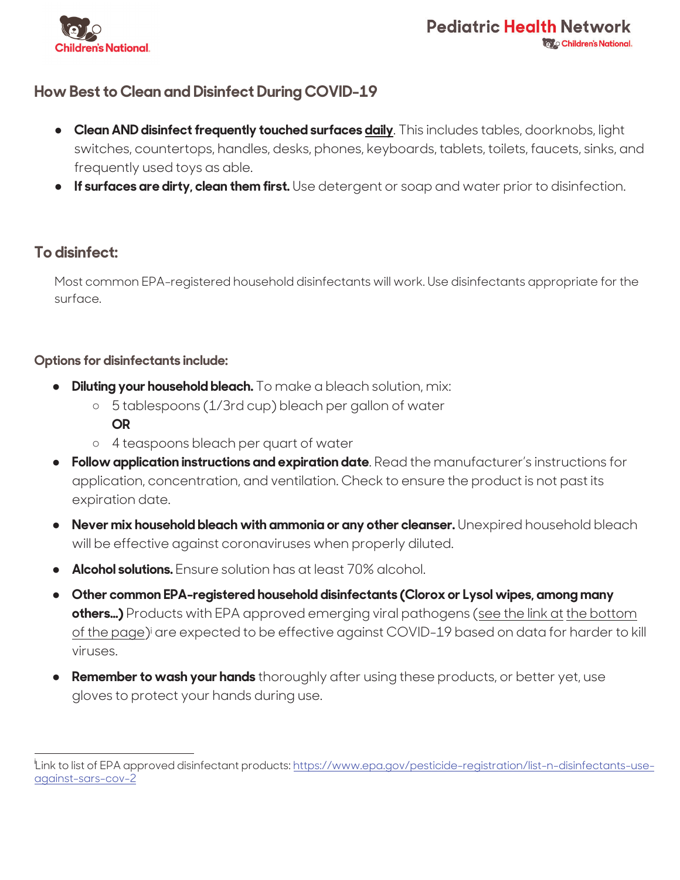## How Best to Clean and Disinfect During COVID-19

- **Clean AND disinfect frequently touched surfaces <u>daily</u>**. This includes tables, doorknobs, light switches, countertops, handles, desks, phones, keyboards, tablets, toilets, faucets, sinks, and frequently used toys as able.
- **If surfaces are dirty, clean them first.** Use detergent or soap and water prior to disinfection.

## To disinfect:

Most common EPA-registered household disinfectants will work. Use disinfectants appropriate for the surface.

### Options for disinfectants include:

- **Diluting your household bleach.** To make a bleach solution, mix:
  - 5 tablespoons (1/3rd cup) bleach per gallon of water
    **OR**
  - 4 teaspoons bleach per quart of water
- **Follow application instructions and expiration date**. Read the manufacturer's instructions for application, concentration, and ventilation. Check to ensure the product is not past its expiration date.
- **Never mix household bleach with ammonia or any other cleanser.** Unexpired household bleach will be effective against coronaviruses when properly diluted.
- **Alcohol solutions.** Ensure solution has at least 70% alcohol.
- **Other common EPA-registered household disinfectants (Clorox or Lysol wipes, among many others…)** Products with EPA approved emerging viral pathogens (see the link at the bottom of the page)[i] are expected to be effective against COVID-19 based on data for harder to kill viruses.
- **Remember to wash your hands** thoroughly after using these products, or better yet, use gloves to protect your hands during use.

---

[i] Link to list of EPA approved disinfectant products: https://www.epa.gov/pesticide-registration/list-n-disinfectants-use-against-sars-cov-2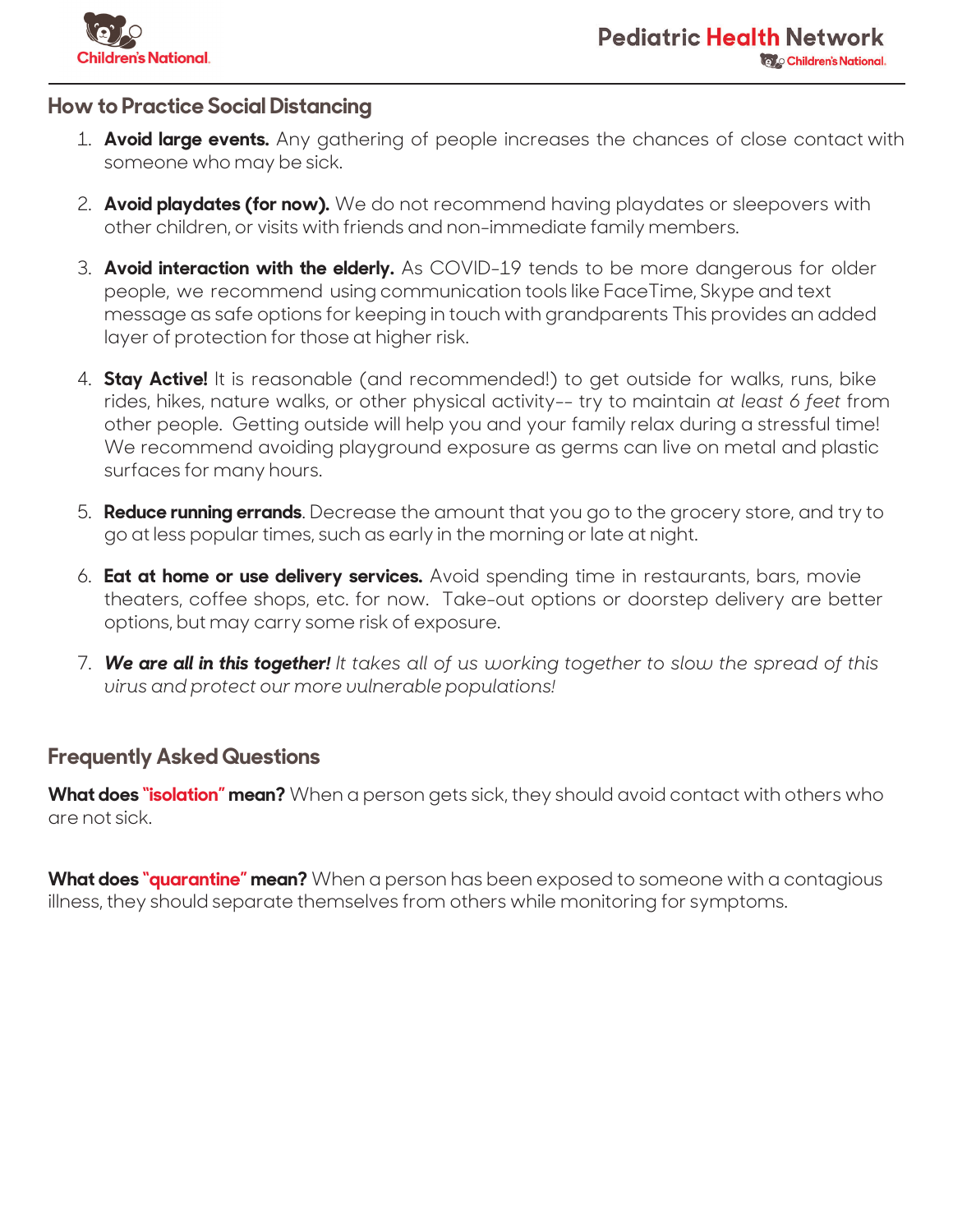## How to Practice Social Distancing

1. **Avoid large events.** Any gathering of people increases the chances of close contact with someone who may be sick.

2. **Avoid playdates (for now).** We do not recommend having playdates or sleepovers with other children, or visits with friends and non-immediate family members.

3. **Avoid interaction with the elderly.** As COVID-19 tends to be more dangerous for older people, we recommend using communication tools like FaceTime, Skype and text message as safe options for keeping in touch with grandparents This provides an added layer of protection for those at higher risk.

4. **Stay Active!** It is reasonable (and recommended!) to get outside for walks, runs, bike rides, hikes, nature walks, or other physical activity-- try to maintain *at least 6 feet* from other people. Getting outside will help you and your family relax during a stressful time! We recommend avoiding playground exposure as germs can live on metal and plastic surfaces for many hours.

5. **Reduce running errands**. Decrease the amount that you go to the grocery store, and try to go at less popular times, such as early in the morning or late at night.

6. **Eat at home or use delivery services.** Avoid spending time in restaurants, bars, movie theaters, coffee shops, etc. for now. Take-out options or doorstep delivery are better options, but may carry some risk of exposure.

7. ***We are all in this together!*** *It takes all of us working together to slow the spread of this virus and protect our more vulnerable populations!*

## Frequently Asked Questions

**What does "isolation" mean?** When a person gets sick, they should avoid contact with others who are not sick.

**What does "quarantine" mean?** When a person has been exposed to someone with a contagious illness, they should separate themselves from others while monitoring for symptoms.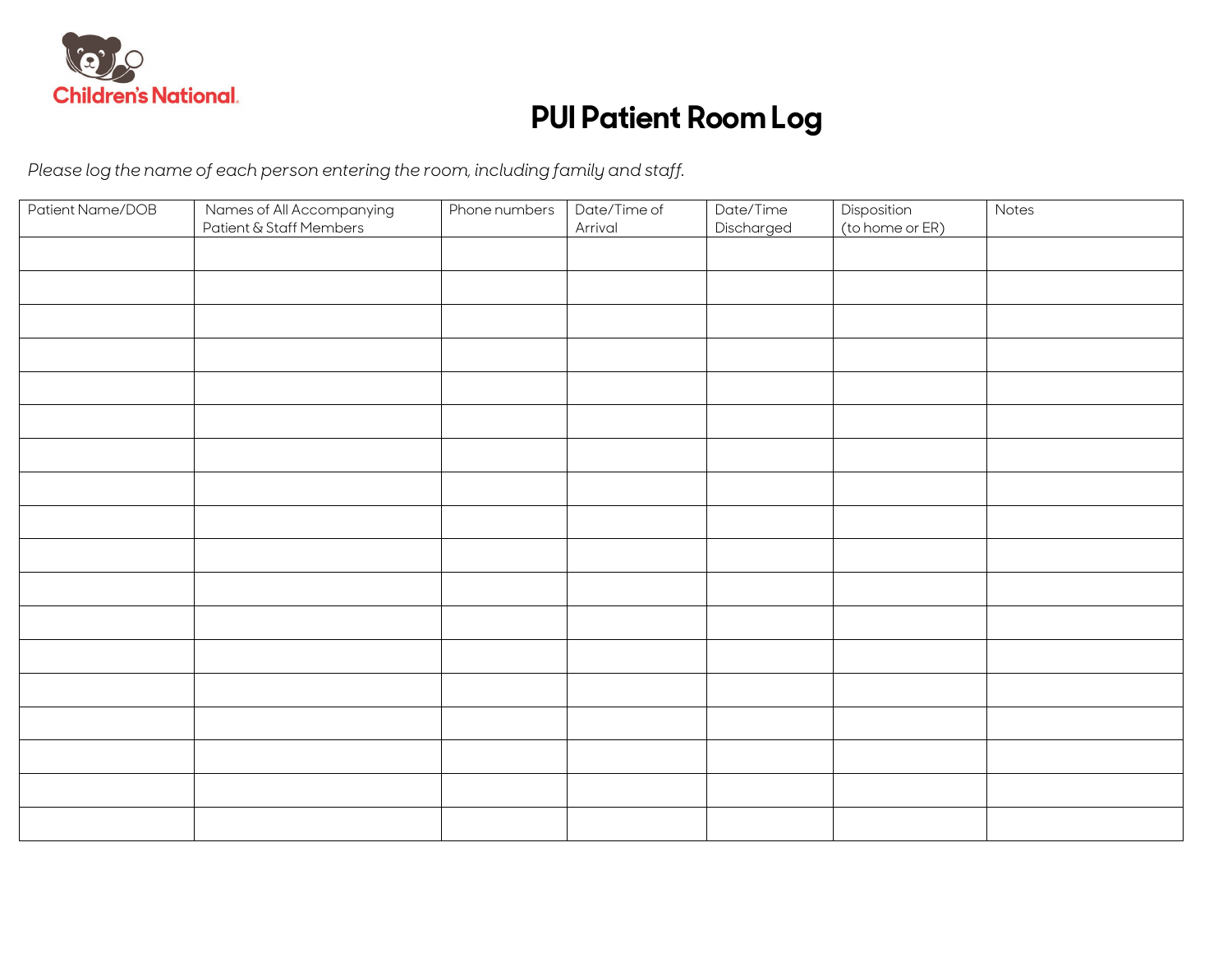Children's National

# PUI Patient Room Log

*Please log the name of each person entering the room, including family and staff.*

| Patient Name/DOB | Names of All Accompanying Patient & Staff Members | Phone numbers | Date/Time of Arrival | Date/Time Discharged | Disposition (to home or ER) | Notes |
|---|---|---|---|---|---|---|
| | | | | | | |
| | | | | | | |
| | | | | | | |
| | | | | | | |
| | | | | | | |
| | | | | | | |
| | | | | | | |
| | | | | | | |
| | | | | | | |
| | | | | | | |
| | | | | | | |
| | | | | | | |
| | | | | | | |
| | | | | | | |
| | | | | | | |
| | | | | | | |
| | | | | | | |
| | | | | | | |